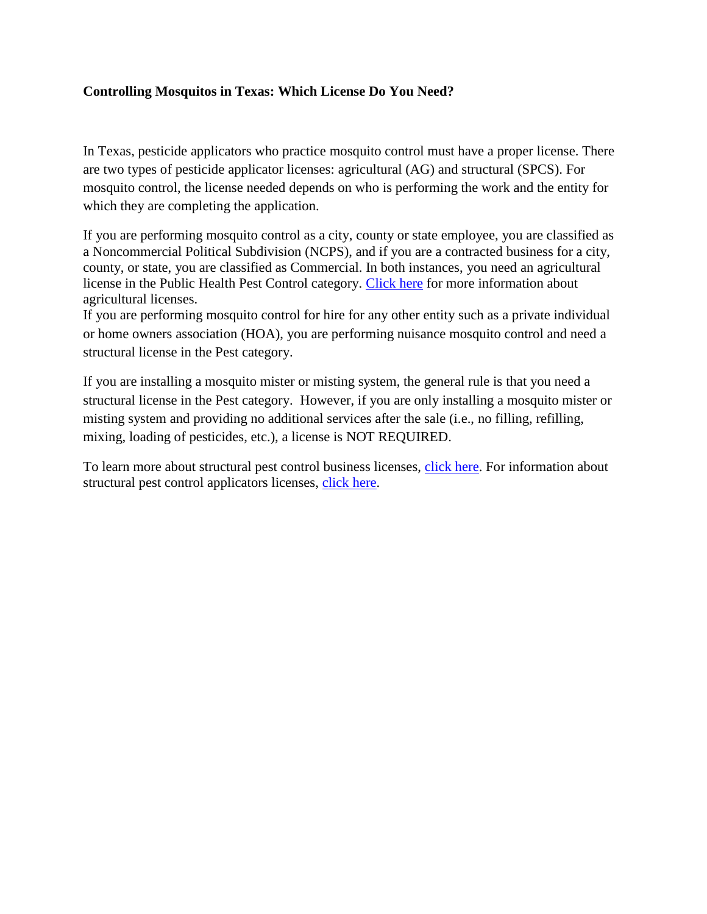**Controlling Mosquitos in Texas: Which License Do You Need?**

In Texas, pesticide applicators who practice mosquito control must have a proper license. There are two types of pesticide applicator licenses: agricultural (AG) and structural (SPCS). For mosquito control, the license needed depends on who is performing the work and the entity for which they are completing the application.

If you are performing mosquito control as a city, county or state employee, you are classified as a Noncommercial Political Subdivision (NCPS), and if you are a contracted business for a city, county, or state, you are classified as Commercial. In both instances, you need an agricultural license in the Public Health Pest Control category. Click here for more information about agricultural licenses.

If you are performing mosquito control for hire for any other entity such as a private individual or home owners association (HOA), you are performing nuisance mosquito control and need a structural license in the Pest category.

If you are installing a mosquito mister or misting system, the general rule is that you need a structural license in the Pest category. However, if you are only installing a mosquito mister or misting system and providing no additional services after the sale (i.e., no filling, refilling, mixing, loading of pesticides, etc.), a license is NOT REQUIRED.

To learn more about structural pest control business licenses, click here. For information about structural pest control applicators licenses, click here.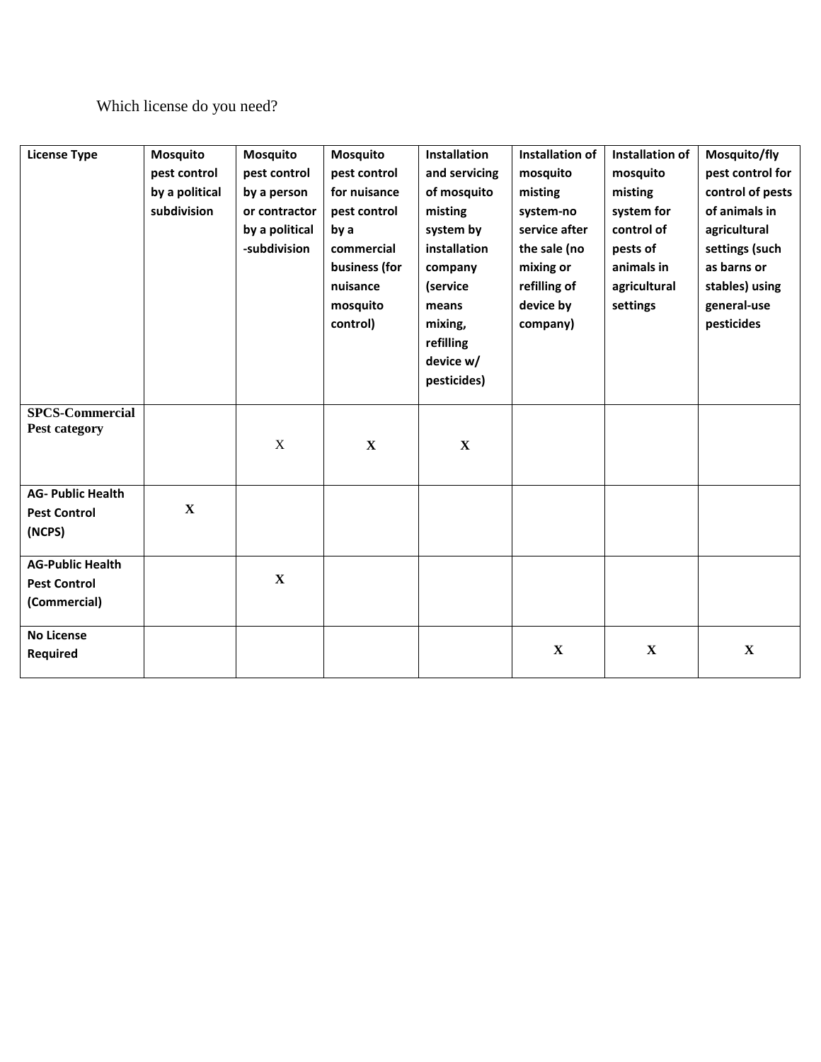Which license do you need?

| License Type | Mosquito pest control by a political subdivision | Mosquito pest control by a person or contractor by a political -subdivision | Mosquito pest control for nuisance pest control by a commercial business (for nuisance mosquito control) | Installation and servicing of mosquito misting system by installation company (service means mixing, refilling device w/ pesticides) | Installation of mosquito misting system-no service after the sale (no mixing or refilling of device by company) | Installation of mosquito misting system for control of pests of animals in agricultural settings | Mosquito/fly pest control for control of pests of animals in agricultural settings (such as barns or stables) using general-use pesticides |
|---|---|---|---|---|---|---|---|
| SPCS-Commercial Pest category | | X | X | X | | | |
| AG- Public Health Pest Control (NCPS) | X | | | | | | |
| AG-Public Health Pest Control (Commercial) | | X | | | | | |
| No License Required | | | | | X | X | X |